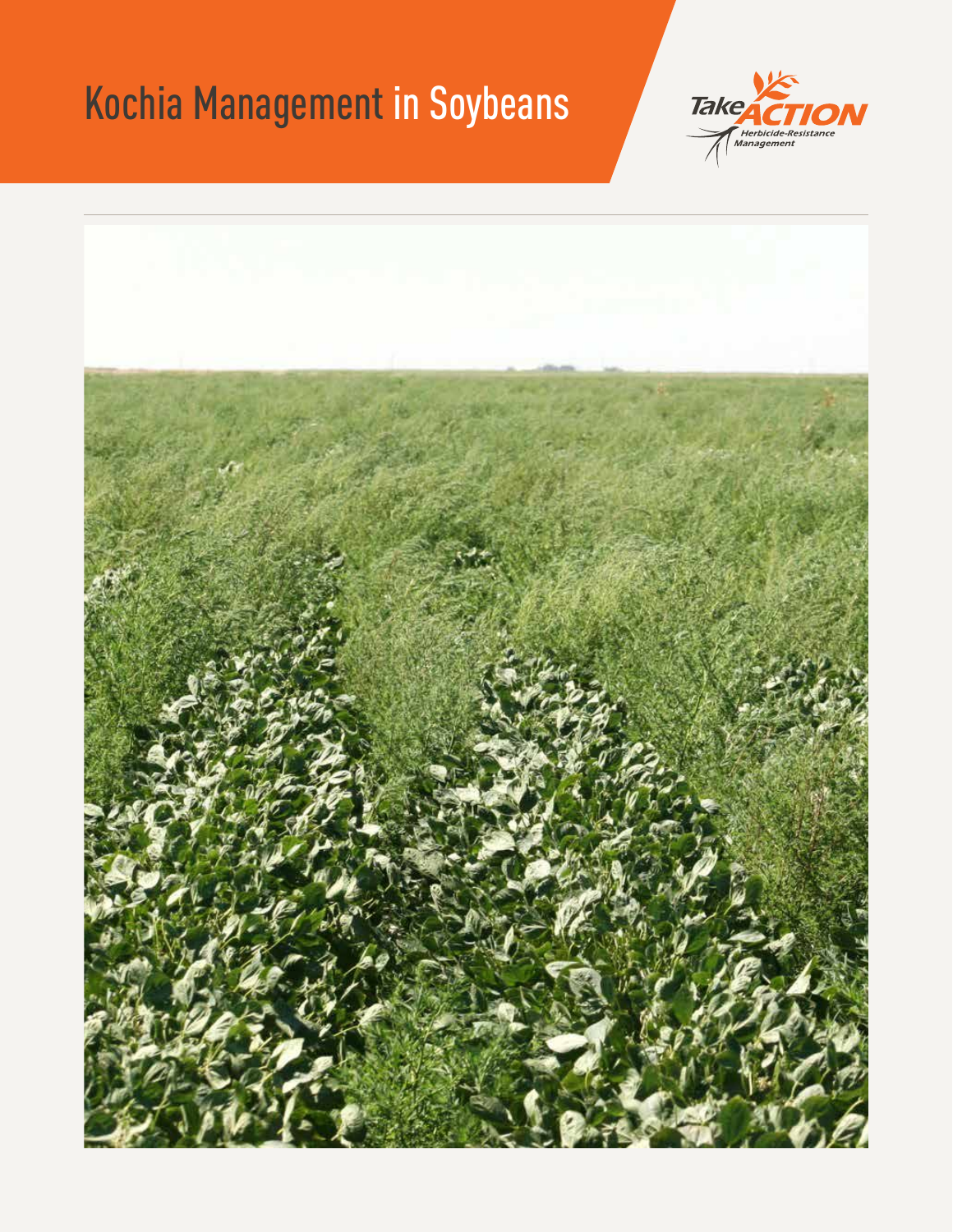# Kochia Management in Soybeans

Take ACTION
Herbicide-Resistance Management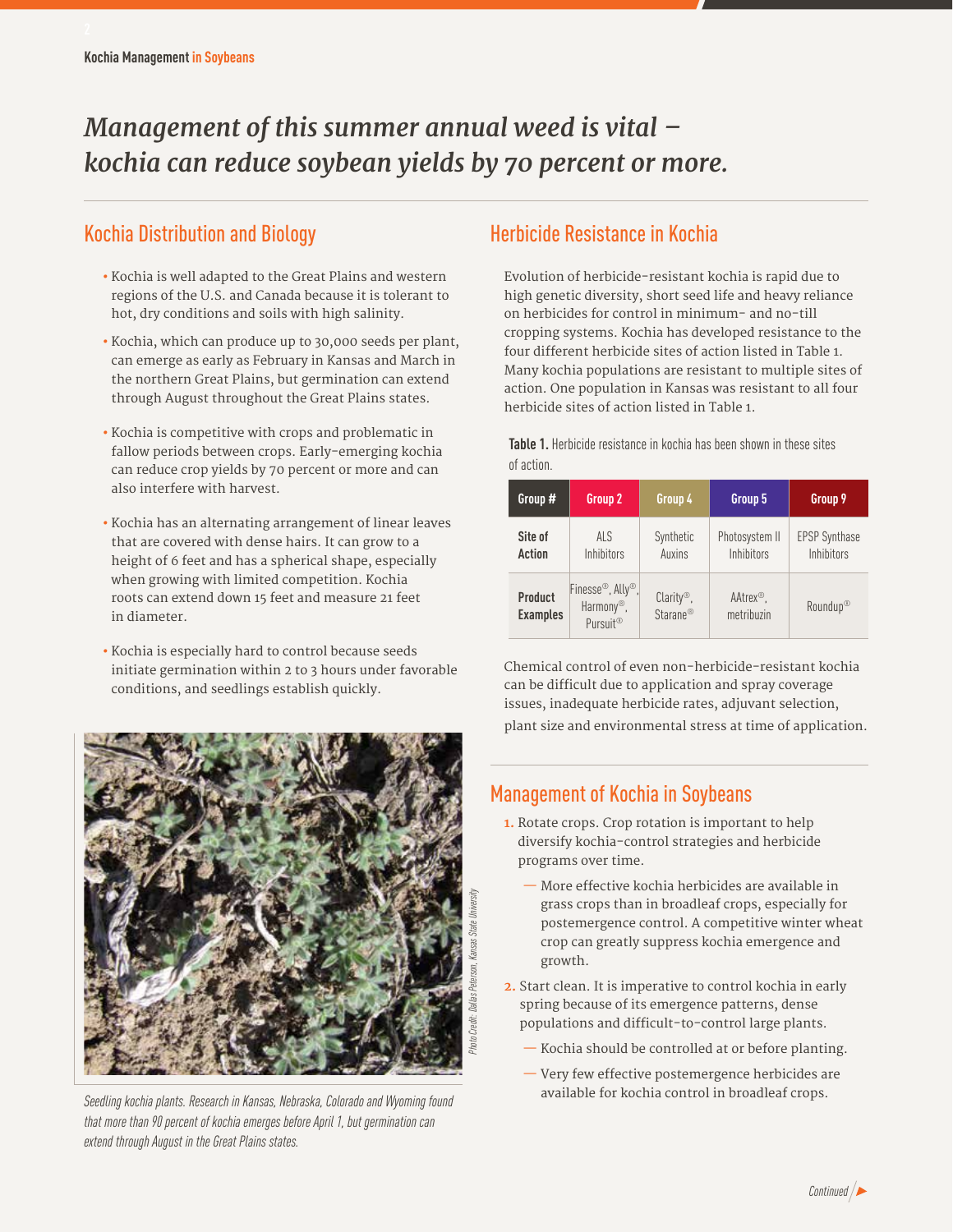*Management of this summer annual weed is vital — kochia can reduce soybean yields by 70 percent or more.*

## Kochia Distribution and Biology

- Kochia is well adapted to the Great Plains and western regions of the U.S. and Canada because it is tolerant to hot, dry conditions and soils with high salinity.
- Kochia, which can produce up to 30,000 seeds per plant, can emerge as early as February in Kansas and March in the northern Great Plains, but germination can extend through August throughout the Great Plains states.
- Kochia is competitive with crops and problematic in fallow periods between crops. Early-emerging kochia can reduce crop yields by 70 percent or more and can also interfere with harvest.
- Kochia has an alternating arrangement of linear leaves that are covered with dense hairs. It can grow to a height of 6 feet and has a spherical shape, especially when growing with limited competition. Kochia roots can extend down 15 feet and measure 21 feet in diameter.
- Kochia is especially hard to control because seeds initiate germination within 2 to 3 hours under favorable conditions, and seedlings establish quickly.

*Seedling kochia plants. Research in Kansas, Nebraska, Colorado and Wyoming found that more than 90 percent of kochia emerges before April 1, but germination can extend through August in the Great Plains states.*

*Photo Credit: Dallas Peterson, Kansas State University*

## Herbicide Resistance in Kochia

Evolution of herbicide-resistant kochia is rapid due to high genetic diversity, short seed life and heavy reliance on herbicides for control in minimum- and no-till cropping systems. Kochia has developed resistance to the four different herbicide sites of action listed in Table 1. Many kochia populations are resistant to multiple sites of action. One population in Kansas was resistant to all four herbicide sites of action listed in Table 1.

**Table 1.** Herbicide resistance in kochia has been shown in these sites of action.

| Group # | Group 2 | Group 4 | Group 5 | Group 9 |
|---|---|---|---|---|
| **Site of Action** | ALS Inhibitors | Synthetic Auxins | Photosystem II Inhibitors | EPSP Synthase Inhibitors |
| **Product Examples** | Finesse®, Ally®, Harmony®, Pursuit® | Clarity®, Starane® | AAtrex®, metribuzin | Roundup® |

Chemical control of even non-herbicide-resistant kochia can be difficult due to application and spray coverage issues, inadequate herbicide rates, adjuvant selection, plant size and environmental stress at time of application.

## Management of Kochia in Soybeans

1. Rotate crops. Crop rotation is important to help diversify kochia-control strategies and herbicide programs over time.
   - More effective kochia herbicides are available in grass crops than in broadleaf crops, especially for postemergence control. A competitive winter wheat crop can greatly suppress kochia emergence and growth.
2. Start clean. It is imperative to control kochia in early spring because of its emergence patterns, dense populations and difficult-to-control large plants.
   - Kochia should be controlled at or before planting.
   - Very few effective postemergence herbicides are available for kochia control in broadleaf crops.

*Continued*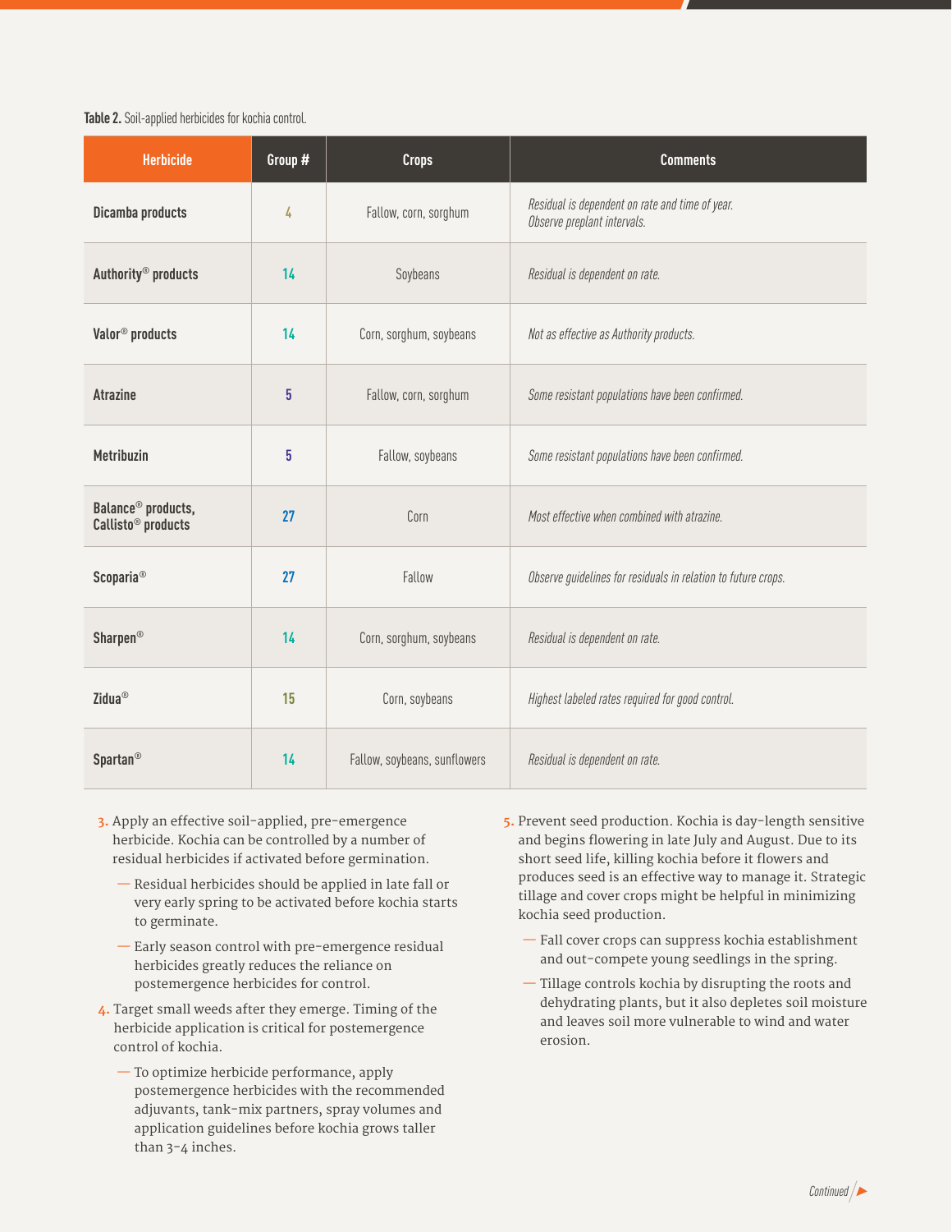**Table 2.** Soil-applied herbicides for kochia control.

| Herbicide | Group # | Crops | Comments |
|---|---|---|---|
| **Dicamba products** | 4 | Fallow, corn, sorghum | *Residual is dependent on rate and time of year. Observe preplant intervals.* |
| **Authority® products** | 14 | Soybeans | *Residual is dependent on rate.* |
| **Valor® products** | 14 | Corn, sorghum, soybeans | *Not as effective as Authority products.* |
| **Atrazine** | 5 | Fallow, corn, sorghum | *Some resistant populations have been confirmed.* |
| **Metribuzin** | 5 | Fallow, soybeans | *Some resistant populations have been confirmed.* |
| **Balance® products, Callisto® products** | 27 | Corn | *Most effective when combined with atrazine.* |
| **Scoparia®** | 27 | Fallow | *Observe guidelines for residuals in relation to future crops.* |
| **Sharpen®** | 14 | Corn, sorghum, soybeans | *Residual is dependent on rate.* |
| **Zidua®** | 15 | Corn, soybeans | *Highest labeled rates required for good control.* |
| **Spartan®** | 14 | Fallow, soybeans, sunflowers | *Residual is dependent on rate.* |

3. Apply an effective soil-applied, pre-emergence herbicide. Kochia can be controlled by a number of residual herbicides if activated before germination.
   - Residual herbicides should be applied in late fall or very early spring to be activated before kochia starts to germinate.
   - Early season control with pre-emergence residual herbicides greatly reduces the reliance on postemergence herbicides for control.
4. Target small weeds after they emerge. Timing of the herbicide application is critical for postemergence control of kochia.
   - To optimize herbicide performance, apply postemergence herbicides with the recommended adjuvants, tank-mix partners, spray volumes and application guidelines before kochia grows taller than 3-4 inches.
5. Prevent seed production. Kochia is day-length sensitive and begins flowering in late July and August. Due to its short seed life, killing kochia before it flowers and produces seed is an effective way to manage it. Strategic tillage and cover crops might be helpful in minimizing kochia seed production.
   - Fall cover crops can suppress kochia establishment and out-compete young seedlings in the spring.
   - Tillage controls kochia by disrupting the roots and dehydrating plants, but it also depletes soil moisture and leaves soil more vulnerable to wind and water erosion.

*Continued*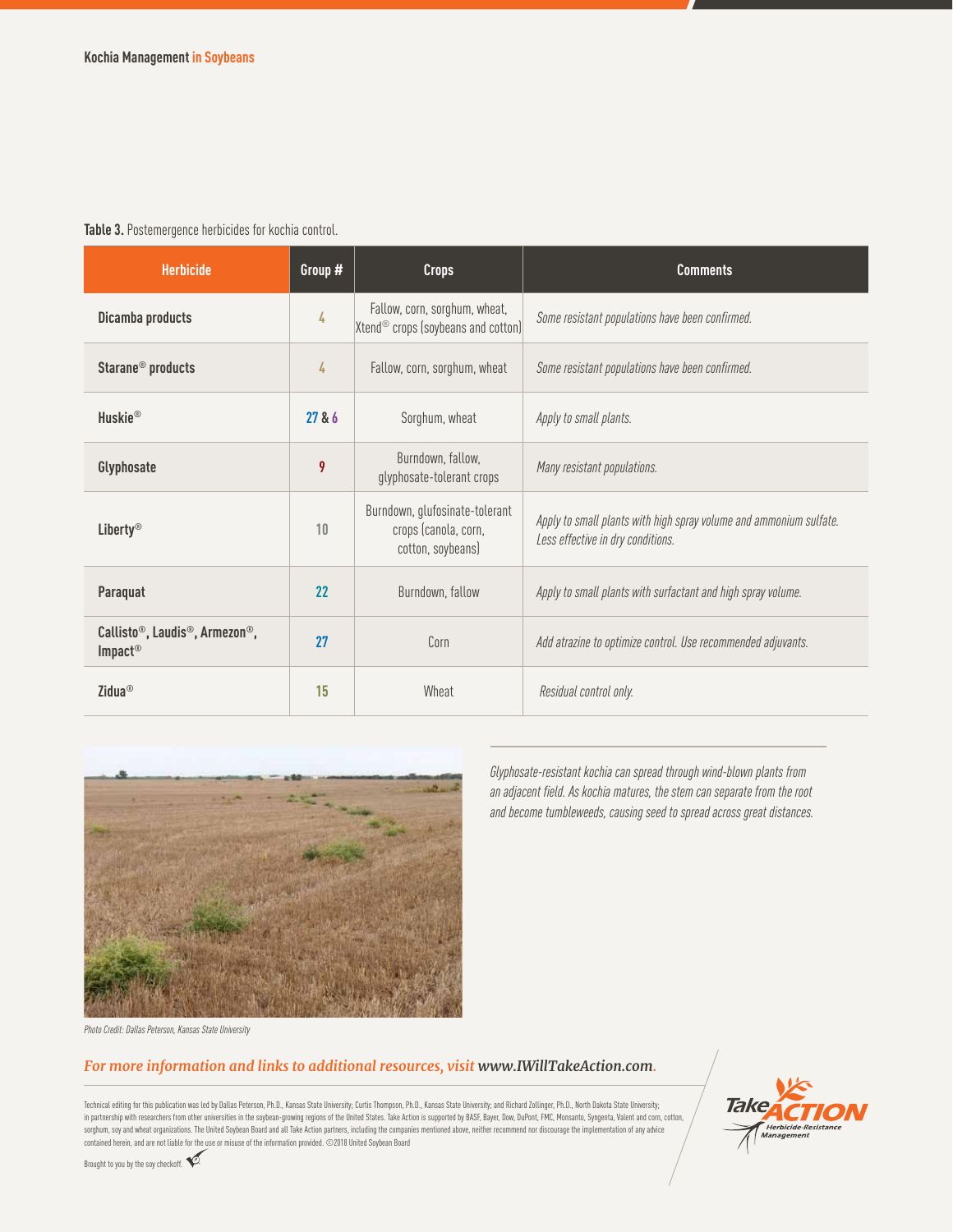**Table 3.** Postemergence herbicides for kochia control.

| Herbicide | Group # | Crops | Comments |
|---|---|---|---|
| Dicamba products | 4 | Fallow, corn, sorghum, wheat, Xtend® crops (soybeans and cotton) | *Some resistant populations have been confirmed.* |
| Starane® products | 4 | Fallow, corn, sorghum, wheat | *Some resistant populations have been confirmed.* |
| Huskie® | 27 & 6 | Sorghum, wheat | *Apply to small plants.* |
| Glyphosate | 9 | Burndown, fallow, glyphosate-tolerant crops | *Many resistant populations.* |
| Liberty® | 10 | Burndown, glufosinate-tolerant crops (canola, corn, cotton, soybeans) | *Apply to small plants with high spray volume and ammonium sulfate. Less effective in dry conditions.* |
| Paraquat | 22 | Burndown, fallow | *Apply to small plants with surfactant and high spray volume.* |
| Callisto®, Laudis®, Armezon®, Impact® | 27 | Corn | *Add atrazine to optimize control. Use recommended adjuvants.* |
| Zidua® | 15 | Wheat | *Residual control only.* |

*Glyphosate-resistant kochia can spread through wind-blown plants from an adjacent field. As kochia matures, the stem can separate from the root and become tumbleweeds, causing seed to spread across great distances.*

*Photo Credit: Dallas Peterson, Kansas State University*

*For more information and links to additional resources, visit* ***www.IWillTakeAction.com.***

Technical editing for this publication was led by Dallas Peterson, Ph.D., Kansas State University; Curtis Thompson, Ph.D., Kansas State University; and Richard Zollinger, Ph.D., North Dakota State University; in partnership with researchers from other universities in the soybean-growing regions of the United States. Take Action is supported by BASF, Bayer, Dow, DuPont, FMC, Monsanto, Syngenta, Valent and corn, cotton, sorghum, soy and wheat organizations. The United Soybean Board and all Take Action partners, including the companies mentioned above, neither recommend nor discourage the implementation of any advice contained herein, and are not liable for the use or misuse of the information provided. ©2018 United Soybean Board

Brought to you by the soy checkoff.

Take ACTION Herbicide-Resistance Management